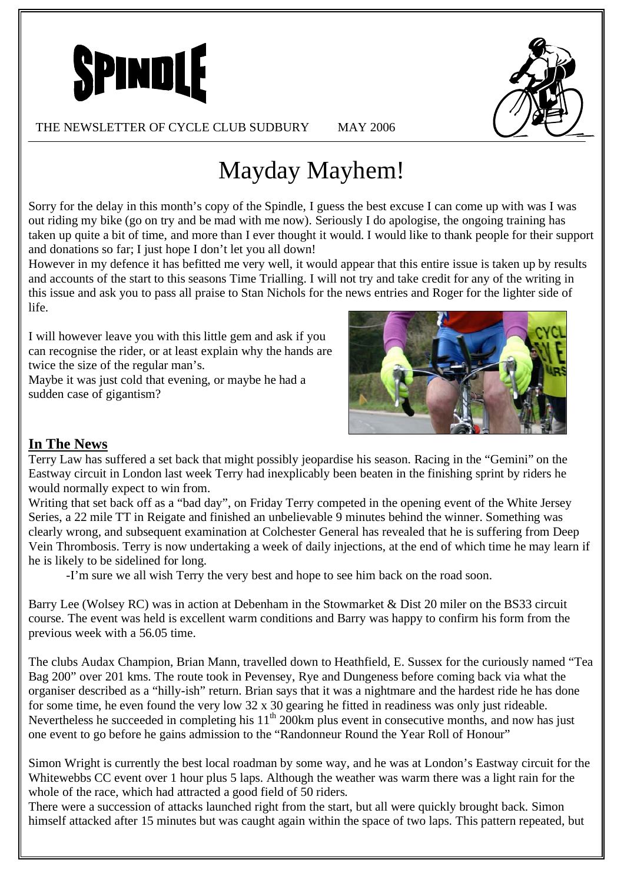# SPINDLE

THE NEWSLETTER OF CYCLE CLUB SUDBURY MAY 2006

# Mayday Mayhem!

Sorry for the delay in this month's copy of the Spindle, I guess the best excuse I can come up with was I was out riding my bike (go on try and be mad with me now). Seriously I do apologise, the ongoing training has taken up quite a bit of time, and more than I ever thought it would. I would like to thank people for their support and donations so far; I just hope I don't let you all down!

However in my defence it has befitted me very well, it would appear that this entire issue is taken up by results and accounts of the start to this seasons Time Trialling. I will not try and take credit for any of the writing in this issue and ask you to pass all praise to Stan Nichols for the news entries and Roger for the lighter side of life.

I will however leave you with this little gem and ask if you can recognise the rider, or at least explain why the hands are twice the size of the regular man's.

Maybe it was just cold that evening, or maybe he had a sudden case of gigantism?

## In The News

Terry Law has suffered a set back that might possibly jeopardise his season. Racing in the "Gemini" on the Eastway circuit in London last week Terry had inexplicably been beaten in the finishing sprint by riders he would normally expect to win from.

Writing that set back off as a "bad day", on Friday Terry competed in the opening event of the White Jersey Series, a 22 mile TT in Reigate and finished an unbelievable 9 minutes behind the winner. Something was clearly wrong, and subsequent examination at Colchester General has revealed that he is suffering from Deep Vein Thrombosis. Terry is now undertaking a week of daily injections, at the end of which time he may learn if he is likely to be sidelined for long.

-I'm sure we all wish Terry the very best and hope to see him back on the road soon.

Barry Lee (Wolsey RC) was in action at Debenham in the Stowmarket & Dist 20 miler on the BS33 circuit course. The event was held is excellent warm conditions and Barry was happy to confirm his form from the previous week with a 56.05 time.

The clubs Audax Champion, Brian Mann, travelled down to Heathfield, E. Sussex for the curiously named "Tea Bag 200" over 201 kms. The route took in Pevensey, Rye and Dungeness before coming back via what the organiser described as a "hilly-ish" return. Brian says that it was a nightmare and the hardest ride he has done for some time, he even found the very low 32 x 30 gearing he fitted in readiness was only just rideable. Nevertheless he succeeded in completing his 11th 200km plus event in consecutive months, and now has just one event to go before he gains admission to the "Randonneur Round the Year Roll of Honour"

Simon Wright is currently the best local roadman by some way, and he was at London's Eastway circuit for the Whitewebbs CC event over 1 hour plus 5 laps. Although the weather was warm there was a light rain for the whole of the race, which had attracted a good field of 50 riders.

There were a succession of attacks launched right from the start, but all were quickly brought back. Simon himself attacked after 15 minutes but was caught again within the space of two laps. This pattern repeated, but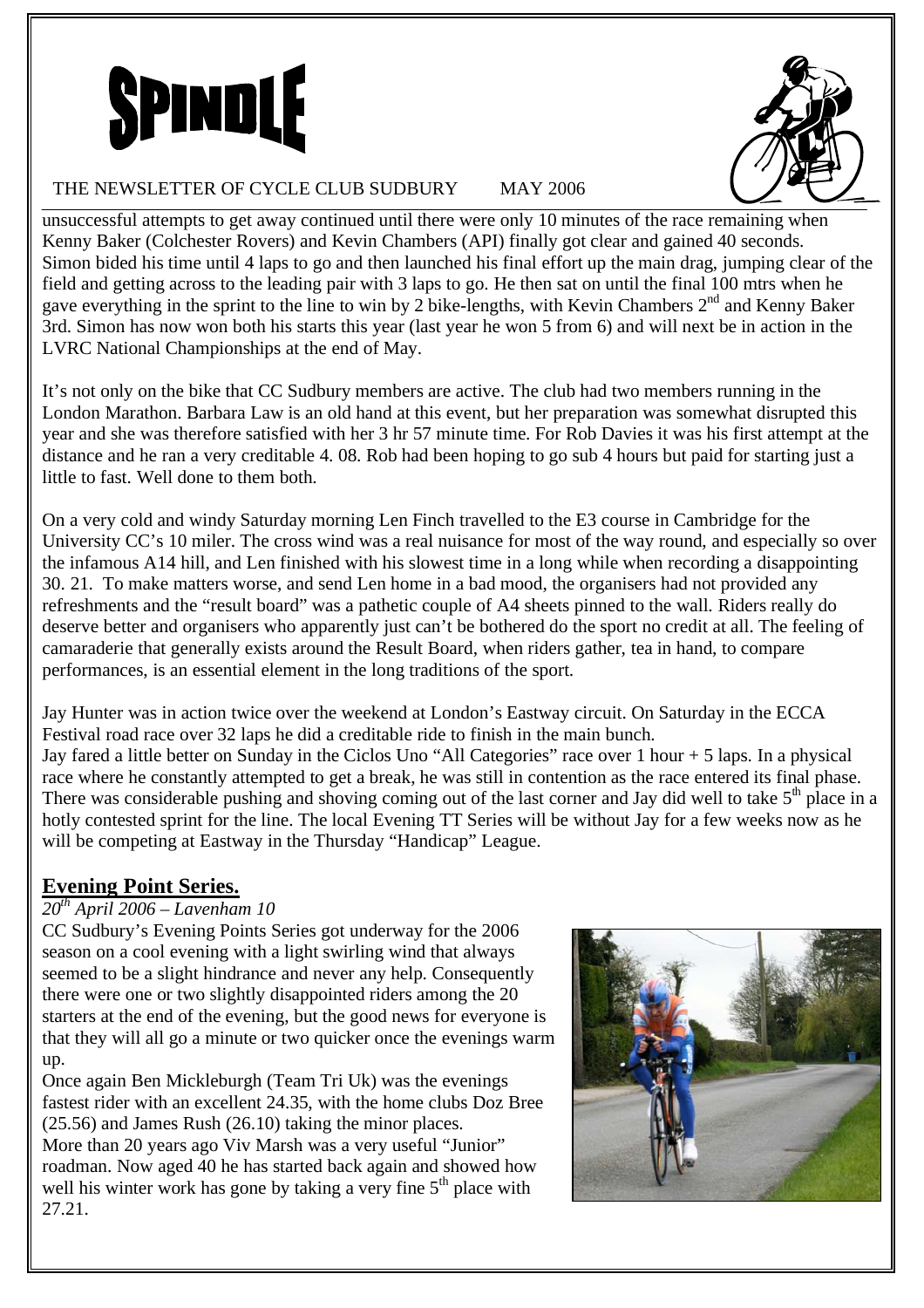unsuccessful attempts to get away continued until there were only 10 minutes of the race remaining when Kenny Baker (Colchester Rovers) and Kevin Chambers (API) finally got clear and gained 40 seconds. Simon bided his time until 4 laps to go and then launched his final effort up the main drag, jumping clear of the field and getting across to the leading pair with 3 laps to go. He then sat on until the final 100 mtrs when he gave everything in the sprint to the line to win by 2 bike-lengths, with Kevin Chambers 2nd and Kenny Baker 3rd. Simon has now won both his starts this year (last year he won 5 from 6) and will next be in action in the LVRC National Championships at the end of May.

It's not only on the bike that CC Sudbury members are active. The club had two members running in the London Marathon. Barbara Law is an old hand at this event, but her preparation was somewhat disrupted this year and she was therefore satisfied with her 3 hr 57 minute time. For Rob Davies it was his first attempt at the distance and he ran a very creditable 4. 08. Rob had been hoping to go sub 4 hours but paid for starting just a little to fast. Well done to them both.

On a very cold and windy Saturday morning Len Finch travelled to the E3 course in Cambridge for the University CC's 10 miler. The cross wind was a real nuisance for most of the way round, and especially so over the infamous A14 hill, and Len finished with his slowest time in a long while when recording a disappointing 30. 21. To make matters worse, and send Len home in a bad mood, the organisers had not provided any refreshments and the "result board" was a pathetic couple of A4 sheets pinned to the wall. Riders really do deserve better and organisers who apparently just can't be bothered do the sport no credit at all. The feeling of camaraderie that generally exists around the Result Board, when riders gather, tea in hand, to compare performances, is an essential element in the long traditions of the sport.

Jay Hunter was in action twice over the weekend at London's Eastway circuit. On Saturday in the ECCA Festival road race over 32 laps he did a creditable ride to finish in the main bunch.
Jay fared a little better on Sunday in the Ciclos Uno "All Categories" race over 1 hour + 5 laps. In a physical race where he constantly attempted to get a break, he was still in contention as the race entered its final phase. There was considerable pushing and shoving coming out of the last corner and Jay did well to take 5th place in a hotly contested sprint for the line. The local Evening TT Series will be without Jay for a few weeks now as he will be competing at Eastway in the Thursday "Handicap" League.

## Evening Point Series.

*20th April 2006 – Lavenham 10*

CC Sudbury's Evening Points Series got underway for the 2006 season on a cool evening with a light swirling wind that always seemed to be a slight hindrance and never any help. Consequently there were one or two slightly disappointed riders among the 20 starters at the end of the evening, but the good news for everyone is that they will all go a minute or two quicker once the evenings warm up.

Once again Ben Mickleburgh (Team Tri Uk) was the evenings fastest rider with an excellent 24.35, with the home clubs Doz Bree (25.56) and James Rush (26.10) taking the minor places.

More than 20 years ago Viv Marsh was a very useful "Junior" roadman. Now aged 40 he has started back again and showed how well his winter work has gone by taking a very fine 5th place with 27.21.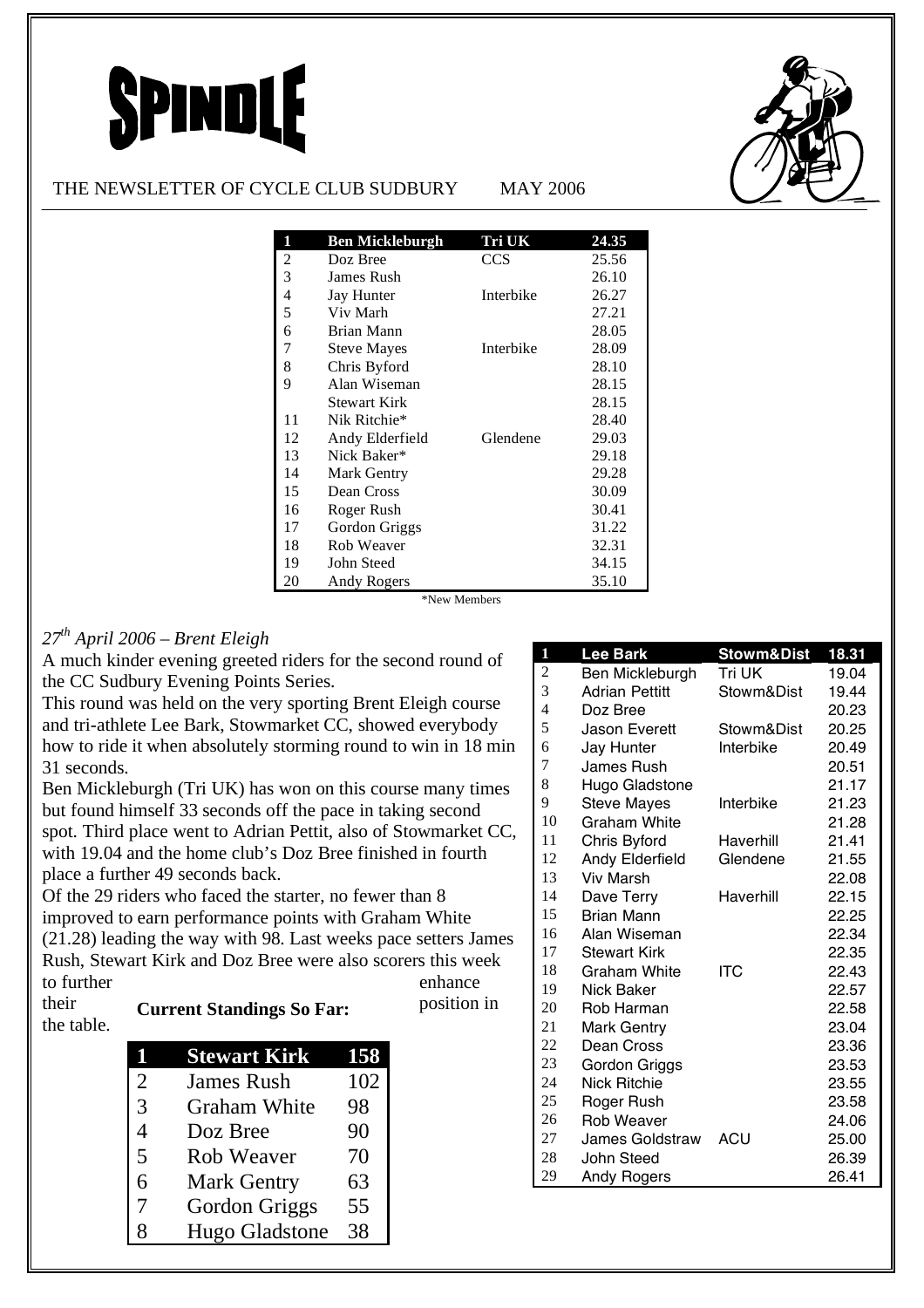# SPINDLE

THE NEWSLETTER OF CYCLE CLUB SUDBURY MAY 2006

| 1 | Ben Mickleburgh | Tri UK | 24.35 |
|---|---|---|---|
| 2 | Doz Bree | CCS | 25.56 |
| 3 | James Rush | | 26.10 |
| 4 | Jay Hunter | Interbike | 26.27 |
| 5 | Viv Marh | | 27.21 |
| 6 | Brian Mann | | 28.05 |
| 7 | Steve Mayes | Interbike | 28.09 |
| 8 | Chris Byford | | 28.10 |
| 9 | Alan Wiseman | | 28.15 |
| | Stewart Kirk | | 28.15 |
| 11 | Nik Ritchie* | | 28.40 |
| 12 | Andy Elderfield | Glendene | 29.03 |
| 13 | Nick Baker* | | 29.18 |
| 14 | Mark Gentry | | 29.28 |
| 15 | Dean Cross | | 30.09 |
| 16 | Roger Rush | | 30.41 |
| 17 | Gordon Griggs | | 31.22 |
| 18 | Rob Weaver | | 32.31 |
| 19 | John Steed | | 34.15 |
| 20 | Andy Rogers | | 35.10 |

*New Members

*27th April 2006 – Brent Eleigh*

A much kinder evening greeted riders for the second round of the CC Sudbury Evening Points Series.

This round was held on the very sporting Brent Eleigh course and tri-athlete Lee Bark, Stowmarket CC, showed everybody how to ride it when absolutely storming round to win in 18 min 31 seconds.

Ben Mickleburgh (Tri UK) has won on this course many times but found himself 33 seconds off the pace in taking second spot. Third place went to Adrian Pettit, also of Stowmarket CC, with 19.04 and the home club's Doz Bree finished in fourth place a further 49 seconds back.

Of the 29 riders who faced the starter, no fewer than 8 improved to earn performance points with Graham White (21.28) leading the way with 98. Last weeks pace setters James Rush, Stewart Kirk and Doz Bree were also scorers this week to further enhance their position in the table.

| 1 | Lee Bark | Stowm&Dist | 18.31 |
|---|---|---|---|
| 2 | Ben Mickleburgh | Tri UK | 19.04 |
| 3 | Adrian Pettitt | Stowm&Dist | 19.44 |
| 4 | Doz Bree | | 20.23 |
| 5 | Jason Everett | Stowm&Dist | 20.25 |
| 6 | Jay Hunter | Interbike | 20.49 |
| 7 | James Rush | | 20.51 |
| 8 | Hugo Gladstone | | 21.17 |
| 9 | Steve Mayes | Interbike | 21.23 |
| 10 | Graham White | | 21.28 |
| 11 | Chris Byford | Haverhill | 21.41 |
| 12 | Andy Elderfield | Glendene | 21.55 |
| 13 | Viv Marsh | | 22.08 |
| 14 | Dave Terry | Haverhill | 22.15 |
| 15 | Brian Mann | | 22.25 |
| 16 | Alan Wiseman | | 22.34 |
| 17 | Stewart Kirk | | 22.35 |
| 18 | Graham White | ITC | 22.43 |
| 19 | Nick Baker | | 22.57 |
| 20 | Rob Harman | | 22.58 |
| 21 | Mark Gentry | | 23.04 |
| 22 | Dean Cross | | 23.36 |
| 23 | Gordon Griggs | | 23.53 |
| 24 | Nick Ritchie | | 23.55 |
| 25 | Roger Rush | | 23.58 |
| 26 | Rob Weaver | | 24.06 |
| 27 | James Goldstraw | ACU | 25.00 |
| 28 | John Steed | | 26.39 |
| 29 | Andy Rogers | | 26.41 |

**Current Standings So Far:**

| 1 | Stewart Kirk | 158 |
|---|---|---|
| 2 | James Rush | 102 |
| 3 | Graham White | 98 |
| 4 | Doz Bree | 90 |
| 5 | Rob Weaver | 70 |
| 6 | Mark Gentry | 63 |
| 7 | Gordon Griggs | 55 |
| 8 | Hugo Gladstone | 38 |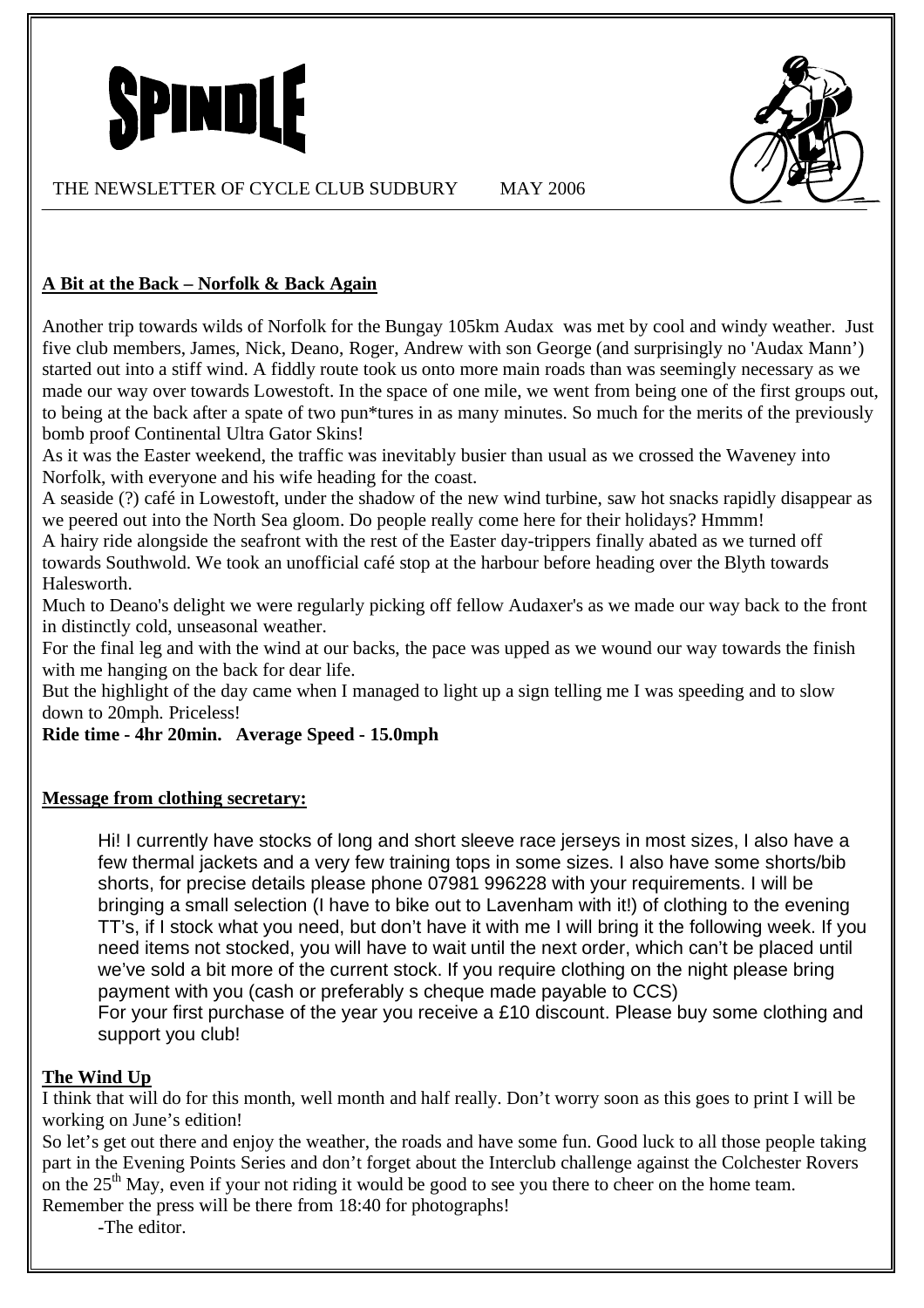# SPINDLE

THE NEWSLETTER OF CYCLE CLUB SUDBURY MAY 2006

**A Bit at the Back – Norfolk & Back Again**

Another trip towards wilds of Norfolk for the Bungay 105km Audax was met by cool and windy weather. Just five club members, James, Nick, Deano, Roger, Andrew with son George (and surprisingly no 'Audax Mann') started out into a stiff wind. A fiddly route took us onto more main roads than was seemingly necessary as we made our way over towards Lowestoft. In the space of one mile, we went from being one of the first groups out, to being at the back after a spate of two pun*tures in as many minutes. So much for the merits of the previously bomb proof Continental Ultra Gator Skins!

As it was the Easter weekend, the traffic was inevitably busier than usual as we crossed the Waveney into Norfolk, with everyone and his wife heading for the coast.

A seaside (?) café in Lowestoft, under the shadow of the new wind turbine, saw hot snacks rapidly disappear as we peered out into the North Sea gloom. Do people really come here for their holidays? Hmmm!

A hairy ride alongside the seafront with the rest of the Easter day-trippers finally abated as we turned off towards Southwold. We took an unofficial café stop at the harbour before heading over the Blyth towards Halesworth.

Much to Deano's delight we were regularly picking off fellow Audaxer's as we made our way back to the front in distinctly cold, unseasonal weather.

For the final leg and with the wind at our backs, the pace was upped as we wound our way towards the finish with me hanging on the back for dear life.

But the highlight of the day came when I managed to light up a sign telling me I was speeding and to slow down to 20mph. Priceless!

**Ride time - 4hr 20min. Average Speed - 15.0mph**

**Message from clothing secretary:**

Hi! I currently have stocks of long and short sleeve race jerseys in most sizes, I also have a few thermal jackets and a very few training tops in some sizes. I also have some shorts/bib shorts, for precise details please phone 07981 996228 with your requirements. I will be bringing a small selection (I have to bike out to Lavenham with it!) of clothing to the evening TT's, if I stock what you need, but don't have it with me I will bring it the following week. If you need items not stocked, you will have to wait until the next order, which can't be placed until we've sold a bit more of the current stock. If you require clothing on the night please bring payment with you (cash or preferably s cheque made payable to CCS)

For your first purchase of the year you receive a £10 discount. Please buy some clothing and support you club!

**The Wind Up**

I think that will do for this month, well month and half really. Don't worry soon as this goes to print I will be working on June's edition!

So let's get out there and enjoy the weather, the roads and have some fun. Good luck to all those people taking part in the Evening Points Series and don't forget about the Interclub challenge against the Colchester Rovers on the 25th May, even if your not riding it would be good to see you there to cheer on the home team. Remember the press will be there from 18:40 for photographs!

-The editor.